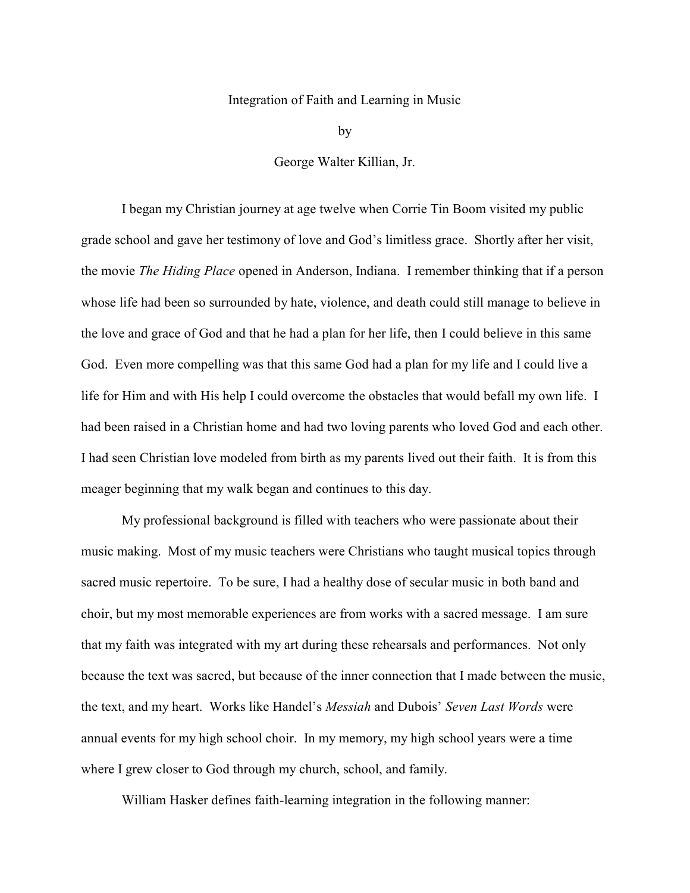# Integration of Faith and Learning in Music

by

George Walter Killian, Jr.

I began my Christian journey at age twelve when Corrie Tin Boom visited my public grade school and gave her testimony of love and God's limitless grace. Shortly after her visit, the movie *The Hiding Place* opened in Anderson, Indiana. I remember thinking that if a person whose life had been so surrounded by hate, violence, and death could still manage to believe in the love and grace of God and that he had a plan for her life, then I could believe in this same God. Even more compelling was that this same God had a plan for my life and I could live a life for Him and with His help I could overcome the obstacles that would befall my own life. I had been raised in a Christian home and had two loving parents who loved God and each other. I had seen Christian love modeled from birth as my parents lived out their faith. It is from this meager beginning that my walk began and continues to this day.

My professional background is filled with teachers who were passionate about their music making. Most of my music teachers were Christians who taught musical topics through sacred music repertoire. To be sure, I had a healthy dose of secular music in both band and choir, but my most memorable experiences are from works with a sacred message. I am sure that my faith was integrated with my art during these rehearsals and performances. Not only because the text was sacred, but because of the inner connection that I made between the music, the text, and my heart. Works like Handel's *Messiah* and Dubois' *Seven Last Words* were annual events for my high school choir. In my memory, my high school years were a time where I grew closer to God through my church, school, and family.

William Hasker defines faith-learning integration in the following manner: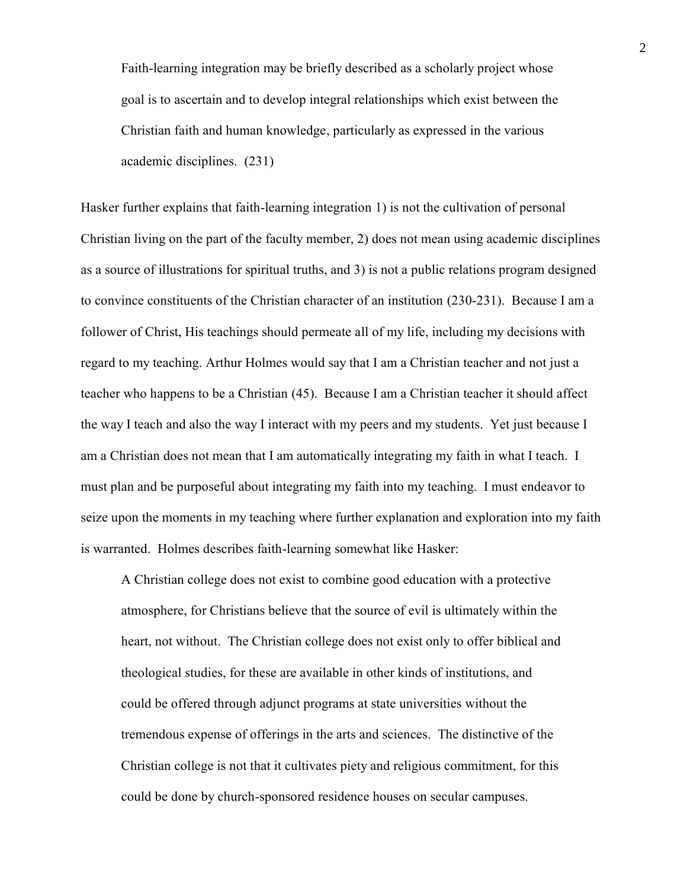> Faith-learning integration may be briefly described as a scholarly project whose goal is to ascertain and to develop integral relationships which exist between the Christian faith and human knowledge, particularly as expressed in the various academic disciplines. (231)

Hasker further explains that faith-learning integration 1) is not the cultivation of personal Christian living on the part of the faculty member, 2) does not mean using academic disciplines as a source of illustrations for spiritual truths, and 3) is not a public relations program designed to convince constituents of the Christian character of an institution (230-231). Because I am a follower of Christ, His teachings should permeate all of my life, including my decisions with regard to my teaching. Arthur Holmes would say that I am a Christian teacher and not just a teacher who happens to be a Christian (45). Because I am a Christian teacher it should affect the way I teach and also the way I interact with my peers and my students. Yet just because I am a Christian does not mean that I am automatically integrating my faith in what I teach. I must plan and be purposeful about integrating my faith into my teaching. I must endeavor to seize upon the moments in my teaching where further explanation and exploration into my faith is warranted. Holmes describes faith-learning somewhat like Hasker:

> A Christian college does not exist to combine good education with a protective atmosphere, for Christians believe that the source of evil is ultimately within the heart, not without. The Christian college does not exist only to offer biblical and theological studies, for these are available in other kinds of institutions, and could be offered through adjunct programs at state universities without the tremendous expense of offerings in the arts and sciences. The distinctive of the Christian college is not that it cultivates piety and religious commitment, for this could be done by church-sponsored residence houses on secular campuses.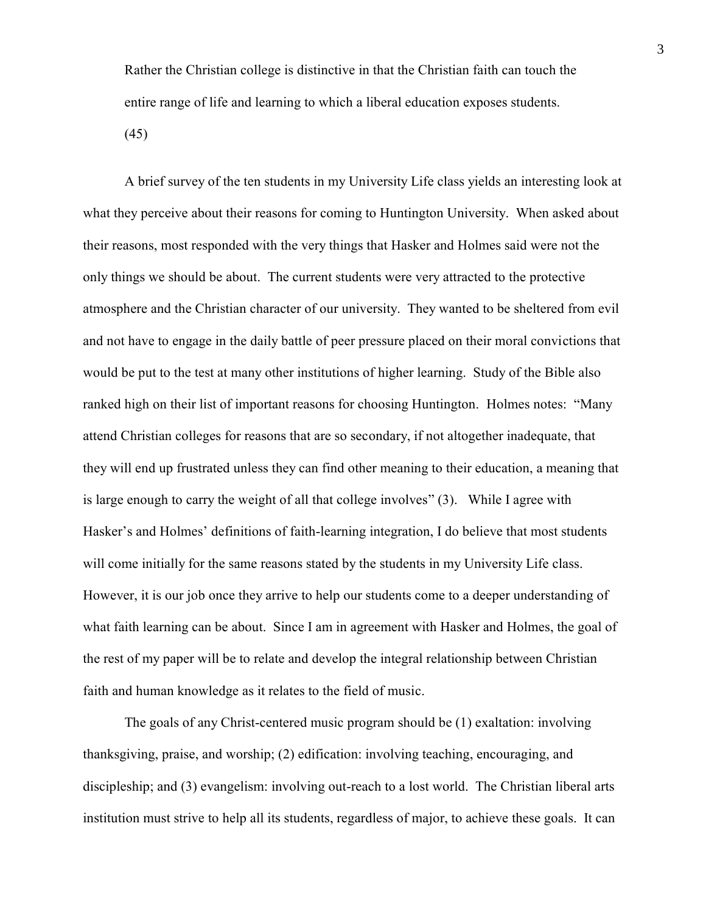> Rather the Christian college is distinctive in that the Christian faith can touch the entire range of life and learning to which a liberal education exposes students. (45)

A brief survey of the ten students in my University Life class yields an interesting look at what they perceive about their reasons for coming to Huntington University. When asked about their reasons, most responded with the very things that Hasker and Holmes said were not the only things we should be about. The current students were very attracted to the protective atmosphere and the Christian character of our university. They wanted to be sheltered from evil and not have to engage in the daily battle of peer pressure placed on their moral convictions that would be put to the test at many other institutions of higher learning. Study of the Bible also ranked high on their list of important reasons for choosing Huntington. Holmes notes: "Many attend Christian colleges for reasons that are so secondary, if not altogether inadequate, that they will end up frustrated unless they can find other meaning to their education, a meaning that is large enough to carry the weight of all that college involves" (3). While I agree with Hasker's and Holmes' definitions of faith-learning integration, I do believe that most students will come initially for the same reasons stated by the students in my University Life class. However, it is our job once they arrive to help our students come to a deeper understanding of what faith learning can be about. Since I am in agreement with Hasker and Holmes, the goal of the rest of my paper will be to relate and develop the integral relationship between Christian faith and human knowledge as it relates to the field of music.

The goals of any Christ-centered music program should be (1) exaltation: involving thanksgiving, praise, and worship; (2) edification: involving teaching, encouraging, and discipleship; and (3) evangelism: involving out-reach to a lost world. The Christian liberal arts institution must strive to help all its students, regardless of major, to achieve these goals. It can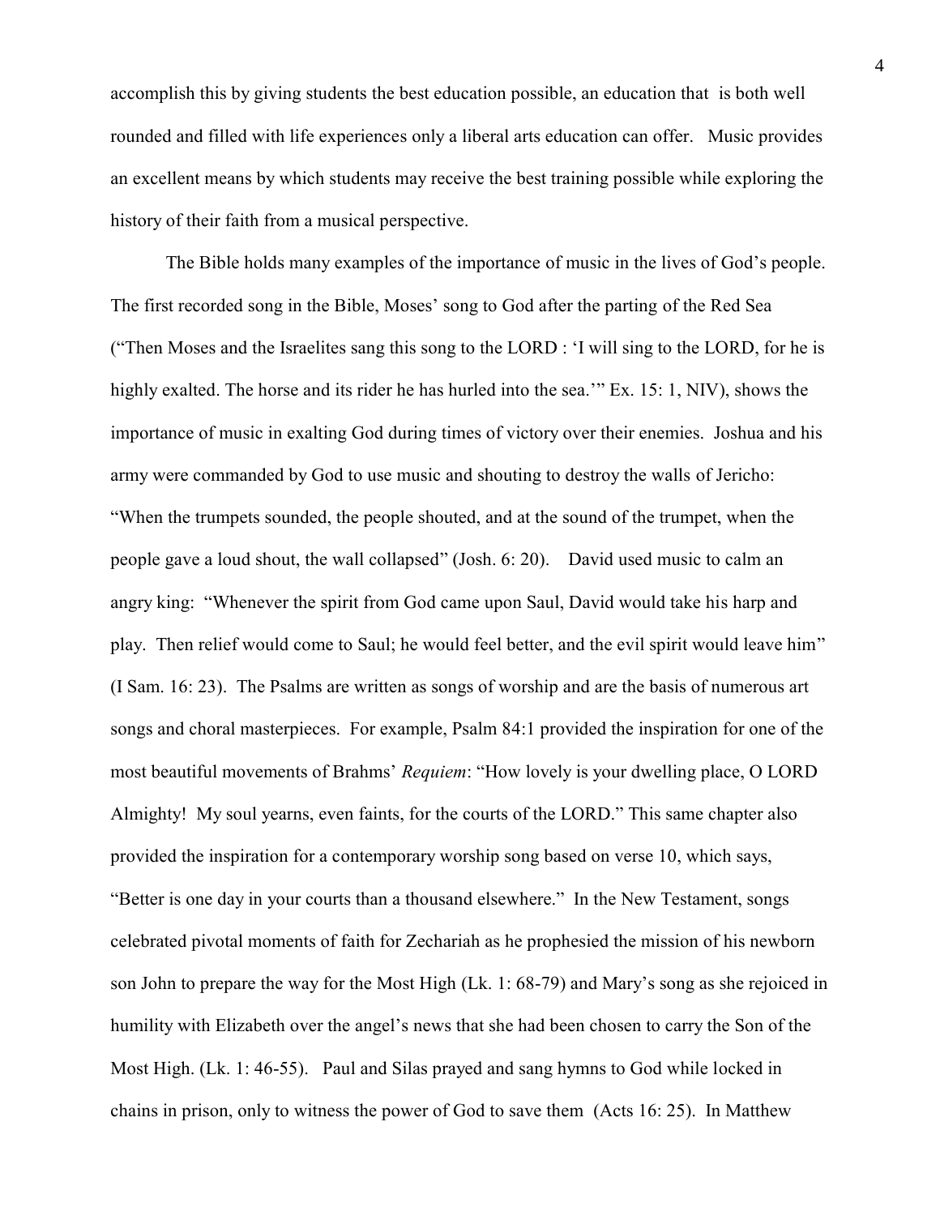accomplish this by giving students the best education possible, an education that is both well rounded and filled with life experiences only a liberal arts education can offer. Music provides an excellent means by which students may receive the best training possible while exploring the history of their faith from a musical perspective.

The Bible holds many examples of the importance of music in the lives of God's people. The first recorded song in the Bible, Moses' song to God after the parting of the Red Sea ("Then Moses and the Israelites sang this song to the LORD : 'I will sing to the LORD, for he is highly exalted. The horse and its rider he has hurled into the sea.'" Ex. 15: 1, NIV), shows the importance of music in exalting God during times of victory over their enemies. Joshua and his army were commanded by God to use music and shouting to destroy the walls of Jericho: "When the trumpets sounded, the people shouted, and at the sound of the trumpet, when the people gave a loud shout, the wall collapsed" (Josh. 6: 20). David used music to calm an angry king: "Whenever the spirit from God came upon Saul, David would take his harp and play. Then relief would come to Saul; he would feel better, and the evil spirit would leave him" (I Sam. 16: 23). The Psalms are written as songs of worship and are the basis of numerous art songs and choral masterpieces. For example, Psalm 84:1 provided the inspiration for one of the most beautiful movements of Brahms' *Requiem*: "How lovely is your dwelling place, O LORD Almighty! My soul yearns, even faints, for the courts of the LORD." This same chapter also provided the inspiration for a contemporary worship song based on verse 10, which says, "Better is one day in your courts than a thousand elsewhere." In the New Testament, songs celebrated pivotal moments of faith for Zechariah as he prophesied the mission of his newborn son John to prepare the way for the Most High (Lk. 1: 68-79) and Mary's song as she rejoiced in humility with Elizabeth over the angel's news that she had been chosen to carry the Son of the Most High. (Lk. 1: 46-55). Paul and Silas prayed and sang hymns to God while locked in chains in prison, only to witness the power of God to save them (Acts 16: 25). In Matthew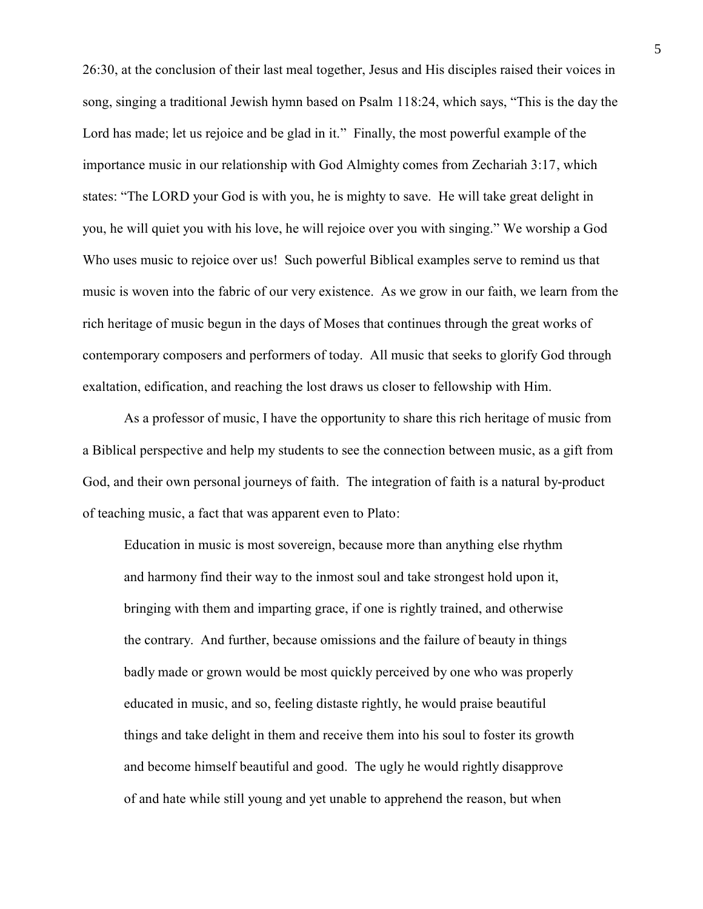26:30, at the conclusion of their last meal together, Jesus and His disciples raised their voices in song, singing a traditional Jewish hymn based on Psalm 118:24, which says, "This is the day the Lord has made; let us rejoice and be glad in it." Finally, the most powerful example of the importance music in our relationship with God Almighty comes from Zechariah 3:17, which states: "The LORD your God is with you, he is mighty to save. He will take great delight in you, he will quiet you with his love, he will rejoice over you with singing." We worship a God Who uses music to rejoice over us! Such powerful Biblical examples serve to remind us that music is woven into the fabric of our very existence. As we grow in our faith, we learn from the rich heritage of music begun in the days of Moses that continues through the great works of contemporary composers and performers of today. All music that seeks to glorify God through exaltation, edification, and reaching the lost draws us closer to fellowship with Him.

As a professor of music, I have the opportunity to share this rich heritage of music from a Biblical perspective and help my students to see the connection between music, as a gift from God, and their own personal journeys of faith. The integration of faith is a natural by-product of teaching music, a fact that was apparent even to Plato:

> Education in music is most sovereign, because more than anything else rhythm and harmony find their way to the inmost soul and take strongest hold upon it, bringing with them and imparting grace, if one is rightly trained, and otherwise the contrary. And further, because omissions and the failure of beauty in things badly made or grown would be most quickly perceived by one who was properly educated in music, and so, feeling distaste rightly, he would praise beautiful things and take delight in them and receive them into his soul to foster its growth and become himself beautiful and good. The ugly he would rightly disapprove of and hate while still young and yet unable to apprehend the reason, but when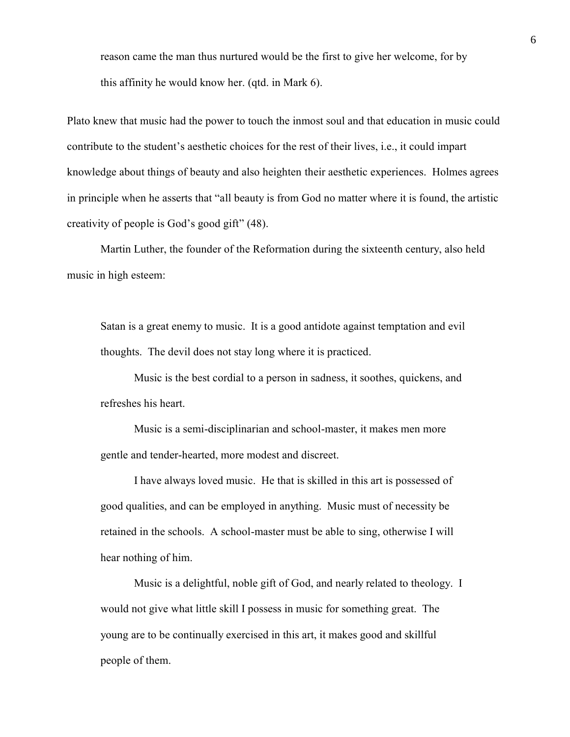> reason came the man thus nurtured would be the first to give her welcome, for by this affinity he would know her. (qtd. in Mark 6).

Plato knew that music had the power to touch the inmost soul and that education in music could contribute to the student's aesthetic choices for the rest of their lives, i.e., it could impart knowledge about things of beauty and also heighten their aesthetic experiences. Holmes agrees in principle when he asserts that "all beauty is from God no matter where it is found, the artistic creativity of people is God's good gift" (48).

Martin Luther, the founder of the Reformation during the sixteenth century, also held music in high esteem:

> Satan is a great enemy to music. It is a good antidote against temptation and evil thoughts. The devil does not stay long where it is practiced.
>
> Music is the best cordial to a person in sadness, it soothes, quickens, and refreshes his heart.
>
> Music is a semi-disciplinarian and school-master, it makes men more gentle and tender-hearted, more modest and discreet.
>
> I have always loved music. He that is skilled in this art is possessed of good qualities, and can be employed in anything. Music must of necessity be retained in the schools. A school-master must be able to sing, otherwise I will hear nothing of him.
>
> Music is a delightful, noble gift of God, and nearly related to theology. I would not give what little skill I possess in music for something great. The young are to be continually exercised in this art, it makes good and skillful people of them.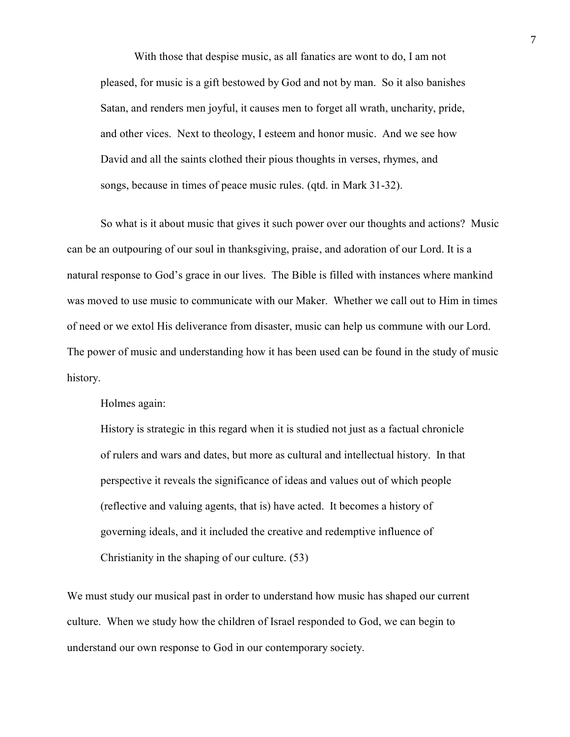> With those that despise music, as all fanatics are wont to do, I am not pleased, for music is a gift bestowed by God and not by man. So it also banishes Satan, and renders men joyful, it causes men to forget all wrath, uncharity, pride, and other vices. Next to theology, I esteem and honor music. And we see how David and all the saints clothed their pious thoughts in verses, rhymes, and songs, because in times of peace music rules. (qtd. in Mark 31-32).

So what is it about music that gives it such power over our thoughts and actions? Music can be an outpouring of our soul in thanksgiving, praise, and adoration of our Lord. It is a natural response to God's grace in our lives. The Bible is filled with instances where mankind was moved to use music to communicate with our Maker. Whether we call out to Him in times of need or we extol His deliverance from disaster, music can help us commune with our Lord. The power of music and understanding how it has been used can be found in the study of music history.

Holmes again:

> History is strategic in this regard when it is studied not just as a factual chronicle of rulers and wars and dates, but more as cultural and intellectual history. In that perspective it reveals the significance of ideas and values out of which people (reflective and valuing agents, that is) have acted. It becomes a history of governing ideals, and it included the creative and redemptive influence of Christianity in the shaping of our culture. (53)

We must study our musical past in order to understand how music has shaped our current culture. When we study how the children of Israel responded to God, we can begin to understand our own response to God in our contemporary society.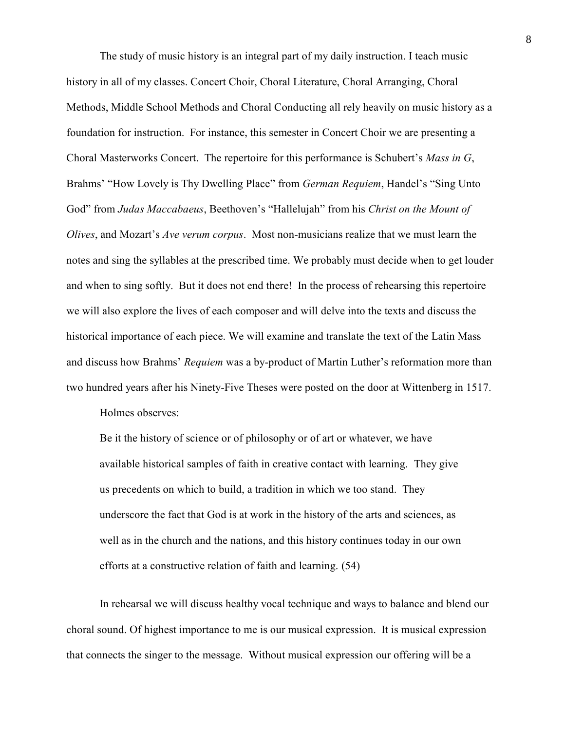The study of music history is an integral part of my daily instruction. I teach music history in all of my classes. Concert Choir, Choral Literature, Choral Arranging, Choral Methods, Middle School Methods and Choral Conducting all rely heavily on music history as a foundation for instruction. For instance, this semester in Concert Choir we are presenting a Choral Masterworks Concert. The repertoire for this performance is Schubert's *Mass in G*, Brahms' "How Lovely is Thy Dwelling Place" from *German Requiem*, Handel's "Sing Unto God" from *Judas Maccabaeus*, Beethoven's "Hallelujah" from his *Christ on the Mount of Olives*, and Mozart's *Ave verum corpus*. Most non-musicians realize that we must learn the notes and sing the syllables at the prescribed time. We probably must decide when to get louder and when to sing softly. But it does not end there! In the process of rehearsing this repertoire we will also explore the lives of each composer and will delve into the texts and discuss the historical importance of each piece. We will examine and translate the text of the Latin Mass and discuss how Brahms' *Requiem* was a by-product of Martin Luther's reformation more than two hundred years after his Ninety-Five Theses were posted on the door at Wittenberg in 1517.

Holmes observes:

> Be it the history of science or of philosophy or of art or whatever, we have available historical samples of faith in creative contact with learning. They give us precedents on which to build, a tradition in which we too stand. They underscore the fact that God is at work in the history of the arts and sciences, as well as in the church and the nations, and this history continues today in our own efforts at a constructive relation of faith and learning. (54)

In rehearsal we will discuss healthy vocal technique and ways to balance and blend our choral sound. Of highest importance to me is our musical expression. It is musical expression that connects the singer to the message. Without musical expression our offering will be a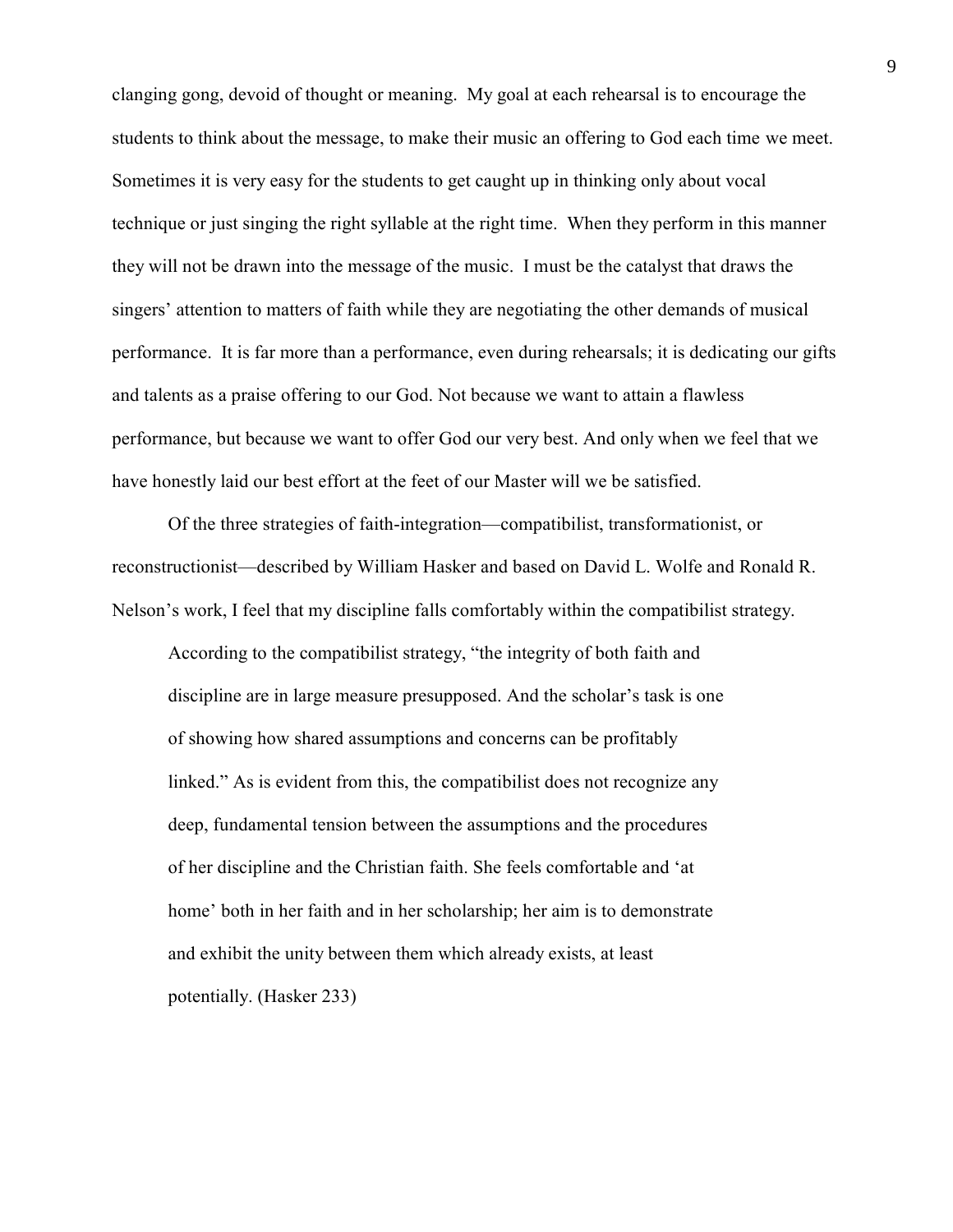clanging gong, devoid of thought or meaning. My goal at each rehearsal is to encourage the students to think about the message, to make their music an offering to God each time we meet. Sometimes it is very easy for the students to get caught up in thinking only about vocal technique or just singing the right syllable at the right time. When they perform in this manner they will not be drawn into the message of the music. I must be the catalyst that draws the singers' attention to matters of faith while they are negotiating the other demands of musical performance. It is far more than a performance, even during rehearsals; it is dedicating our gifts and talents as a praise offering to our God. Not because we want to attain a flawless performance, but because we want to offer God our very best. And only when we feel that we have honestly laid our best effort at the feet of our Master will we be satisfied.

Of the three strategies of faith-integration—compatibilist, transformationist, or reconstructionist—described by William Hasker and based on David L. Wolfe and Ronald R. Nelson's work, I feel that my discipline falls comfortably within the compatibilist strategy.

> According to the compatibilist strategy, "the integrity of both faith and discipline are in large measure presupposed. And the scholar's task is one of showing how shared assumptions and concerns can be profitably linked." As is evident from this, the compatibilist does not recognize any deep, fundamental tension between the assumptions and the procedures of her discipline and the Christian faith. She feels comfortable and 'at home' both in her faith and in her scholarship; her aim is to demonstrate and exhibit the unity between them which already exists, at least potentially. (Hasker 233)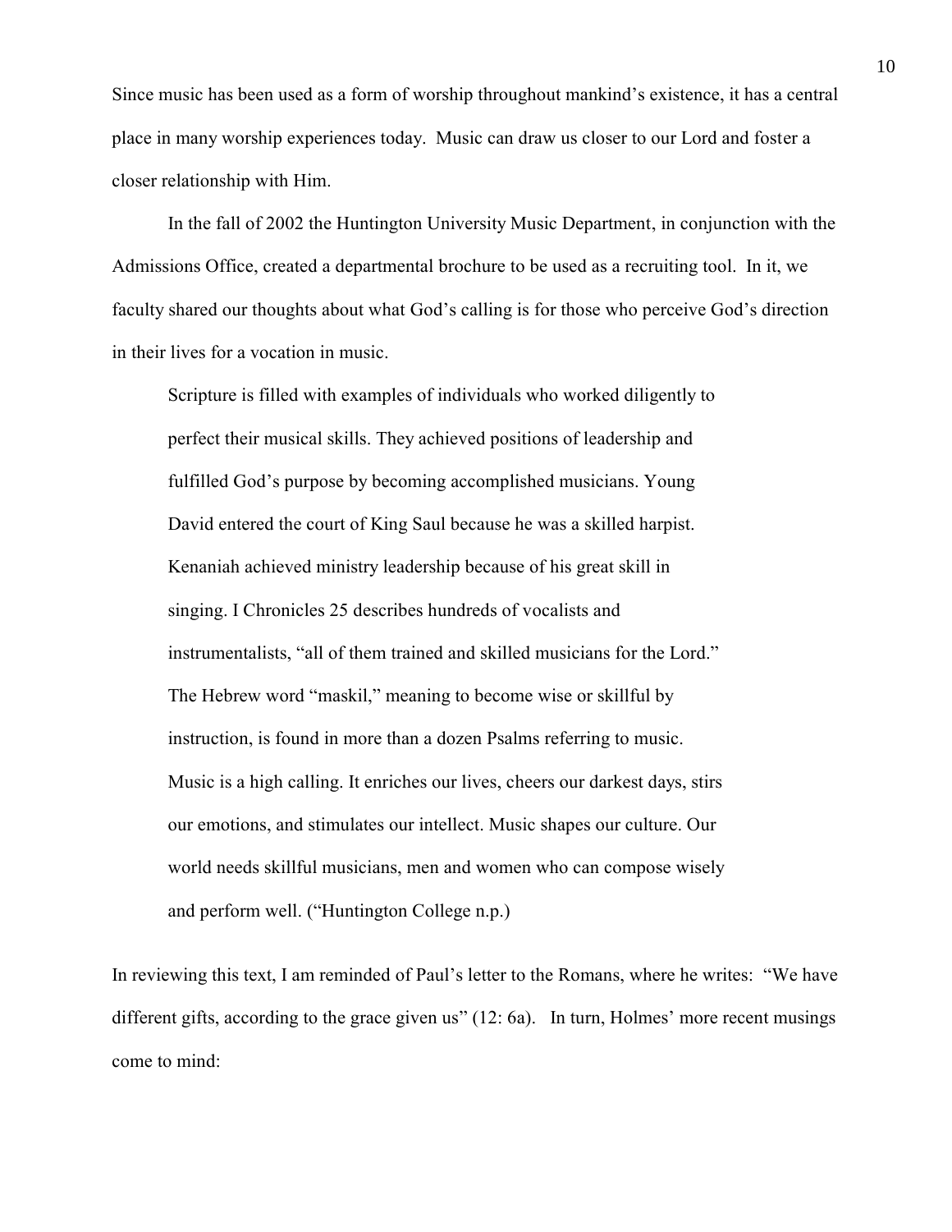Since music has been used as a form of worship throughout mankind's existence, it has a central place in many worship experiences today. Music can draw us closer to our Lord and foster a closer relationship with Him.

In the fall of 2002 the Huntington University Music Department, in conjunction with the Admissions Office, created a departmental brochure to be used as a recruiting tool. In it, we faculty shared our thoughts about what God's calling is for those who perceive God's direction in their lives for a vocation in music.

> Scripture is filled with examples of individuals who worked diligently to perfect their musical skills. They achieved positions of leadership and fulfilled God's purpose by becoming accomplished musicians. Young David entered the court of King Saul because he was a skilled harpist. Kenaniah achieved ministry leadership because of his great skill in singing. I Chronicles 25 describes hundreds of vocalists and instrumentalists, "all of them trained and skilled musicians for the Lord." The Hebrew word "maskil," meaning to become wise or skillful by instruction, is found in more than a dozen Psalms referring to music. Music is a high calling. It enriches our lives, cheers our darkest days, stirs our emotions, and stimulates our intellect. Music shapes our culture. Our world needs skillful musicians, men and women who can compose wisely and perform well. ("Huntington College n.p.)

In reviewing this text, I am reminded of Paul's letter to the Romans, where he writes: "We have different gifts, according to the grace given us" (12: 6a). In turn, Holmes' more recent musings come to mind: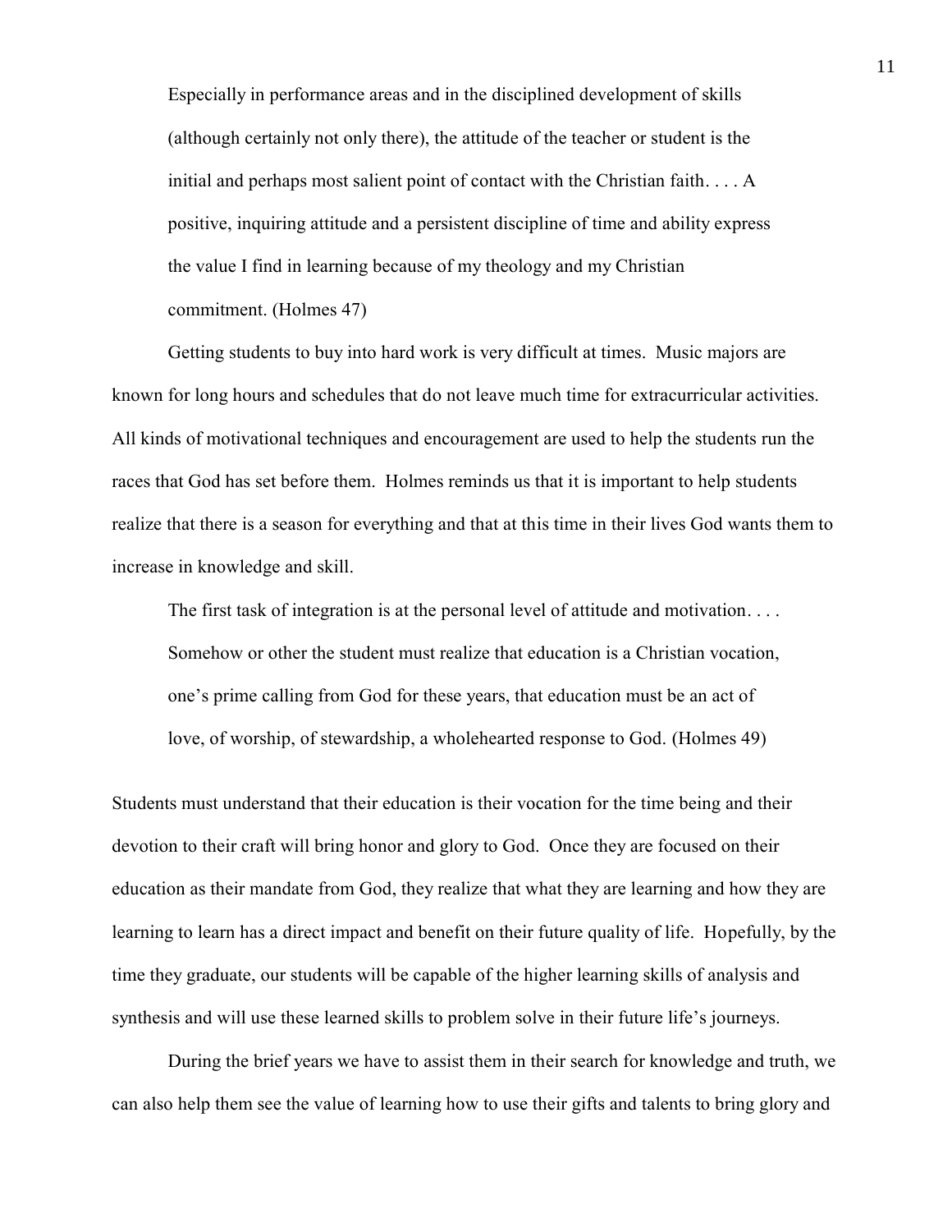> Especially in performance areas and in the disciplined development of skills (although certainly not only there), the attitude of the teacher or student is the initial and perhaps most salient point of contact with the Christian faith. . . . A positive, inquiring attitude and a persistent discipline of time and ability express the value I find in learning because of my theology and my Christian commitment. (Holmes 47)

Getting students to buy into hard work is very difficult at times. Music majors are known for long hours and schedules that do not leave much time for extracurricular activities. All kinds of motivational techniques and encouragement are used to help the students run the races that God has set before them. Holmes reminds us that it is important to help students realize that there is a season for everything and that at this time in their lives God wants them to increase in knowledge and skill.

> The first task of integration is at the personal level of attitude and motivation. . . . Somehow or other the student must realize that education is a Christian vocation, one's prime calling from God for these years, that education must be an act of love, of worship, of stewardship, a wholehearted response to God. (Holmes 49)

Students must understand that their education is their vocation for the time being and their devotion to their craft will bring honor and glory to God. Once they are focused on their education as their mandate from God, they realize that what they are learning and how they are learning to learn has a direct impact and benefit on their future quality of life. Hopefully, by the time they graduate, our students will be capable of the higher learning skills of analysis and synthesis and will use these learned skills to problem solve in their future life's journeys.

During the brief years we have to assist them in their search for knowledge and truth, we can also help them see the value of learning how to use their gifts and talents to bring glory and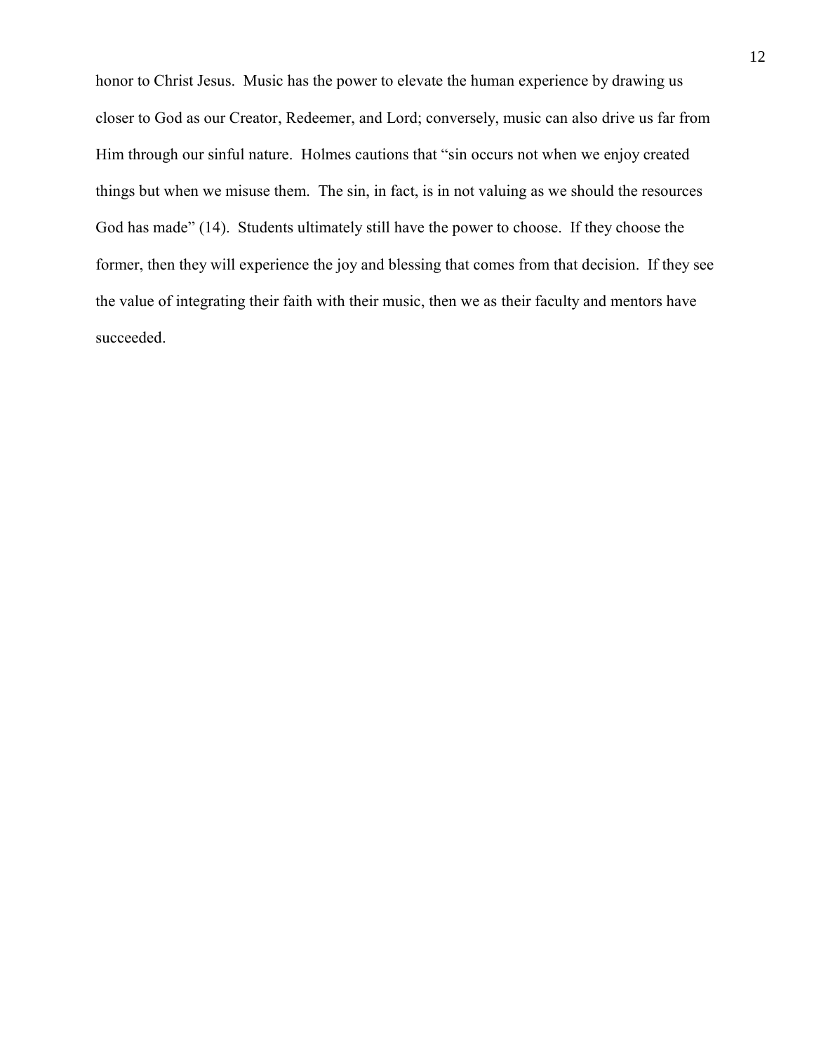honor to Christ Jesus.  Music has the power to elevate the human experience by drawing us closer to God as our Creator, Redeemer, and Lord; conversely, music can also drive us far from Him through our sinful nature.  Holmes cautions that "sin occurs not when we enjoy created things but when we misuse them.  The sin, in fact, is in not valuing as we should the resources God has made" (14).  Students ultimately still have the power to choose.  If they choose the former, then they will experience the joy and blessing that comes from that decision.  If they see the value of integrating their faith with their music, then we as their faculty and mentors have succeeded.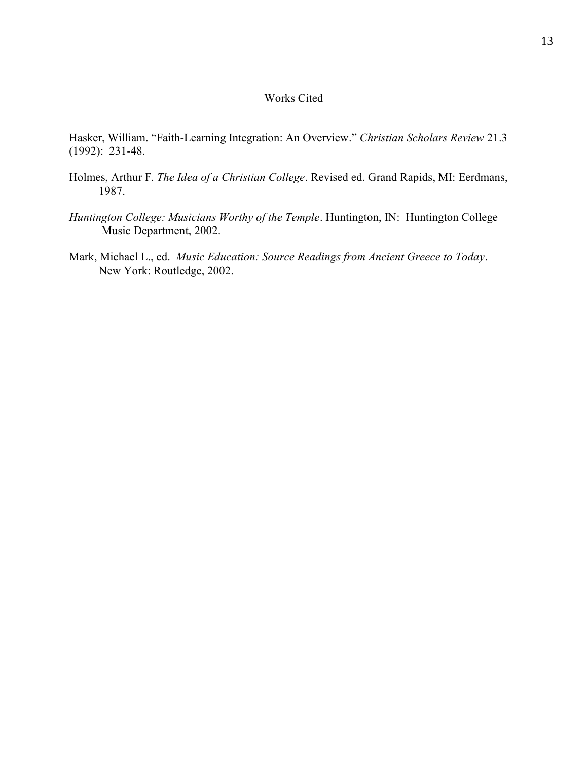# Works Cited

Hasker, William. "Faith-Learning Integration: An Overview." *Christian Scholars Review* 21.3 (1992): 231-48.

Holmes, Arthur F. *The Idea of a Christian College*. Revised ed. Grand Rapids, MI: Eerdmans, 1987.

*Huntington College: Musicians Worthy of the Temple*. Huntington, IN: Huntington College Music Department, 2002.

Mark, Michael L., ed. *Music Education: Source Readings from Ancient Greece to Today*. New York: Routledge, 2002.